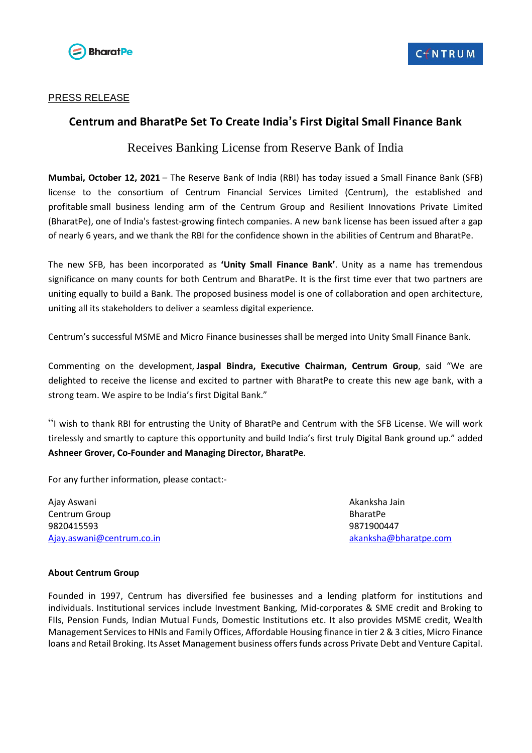PRESS RELEASE

# Centrum and BharatPe Set To Create India's First Digital Small Finance Bank

## Receives Banking License from Reserve Bank of India

**Mumbai, October 12, 2021** – The Reserve Bank of India (RBI) has today issued a Small Finance Bank (SFB) license to the consortium of Centrum Financial Services Limited (Centrum), the established and profitable small business lending arm of the Centrum Group and Resilient Innovations Private Limited (BharatPe), one of India's fastest-growing fintech companies. A new bank license has been issued after a gap of nearly 6 years, and we thank the RBI for the confidence shown in the abilities of Centrum and BharatPe.

The new SFB, has been incorporated as **'Unity Small Finance Bank'**. Unity as a name has tremendous significance on many counts for both Centrum and BharatPe. It is the first time ever that two partners are uniting equally to build a Bank. The proposed business model is one of collaboration and open architecture, uniting all its stakeholders to deliver a seamless digital experience.

Centrum's successful MSME and Micro Finance businesses shall be merged into Unity Small Finance Bank.

Commenting on the development, **Jaspal Bindra, Executive Chairman, Centrum Group**, said "We are delighted to receive the license and excited to partner with BharatPe to create this new age bank, with a strong team. We aspire to be India's first Digital Bank."

"I wish to thank RBI for entrusting the Unity of BharatPe and Centrum with the SFB License. We will work tirelessly and smartly to capture this opportunity and build India's first truly Digital Bank ground up." added **Ashneer Grover, Co-Founder and Managing Director, BharatPe**.

For any further information, please contact:-

Ajay Aswani
Centrum Group
9820415593
Ajay.aswani@centrum.co.in

Akanksha Jain
BharatPe
9871900447
akanksha@bharatpe.com

**About Centrum Group**

Founded in 1997, Centrum has diversified fee businesses and a lending platform for institutions and individuals. Institutional services include Investment Banking, Mid-corporates & SME credit and Broking to FIIs, Pension Funds, Indian Mutual Funds, Domestic Institutions etc. It also provides MSME credit, Wealth Management Services to HNIs and Family Offices, Affordable Housing finance in tier 2 & 3 cities, Micro Finance loans and Retail Broking. Its Asset Management business offers funds across Private Debt and Venture Capital.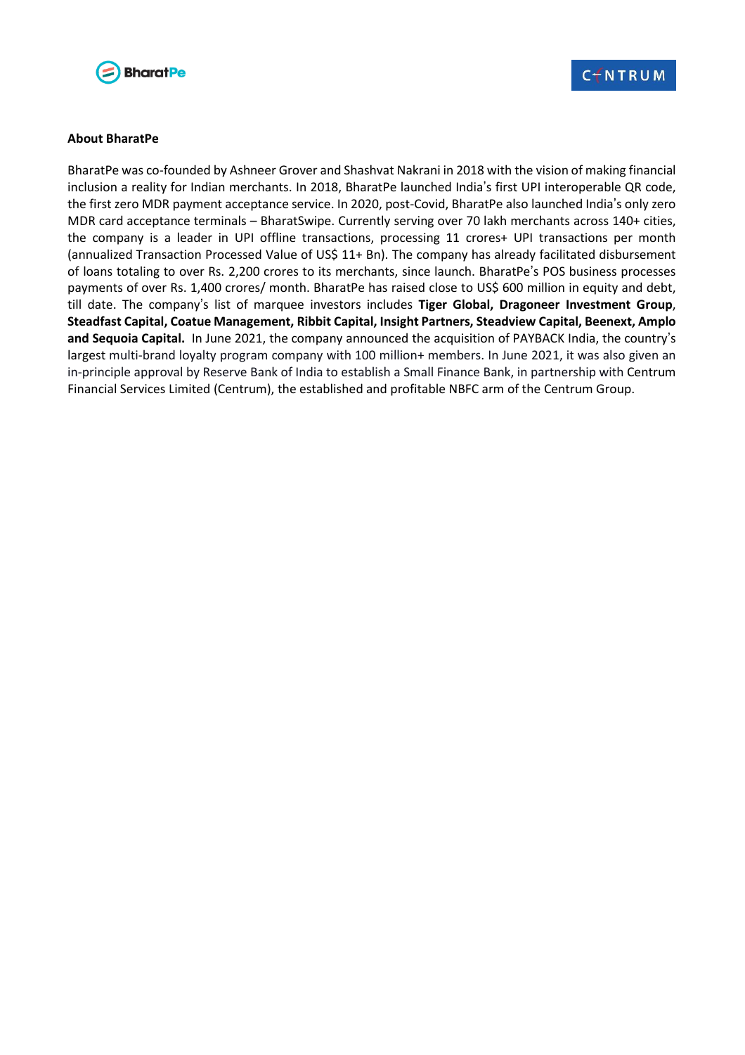**About BharatPe**

BharatPe was co-founded by Ashneer Grover and Shashvat Nakrani in 2018 with the vision of making financial inclusion a reality for Indian merchants. In 2018, BharatPe launched India's first UPI interoperable QR code, the first zero MDR payment acceptance service. In 2020, post-Covid, BharatPe also launched India's only zero MDR card acceptance terminals – BharatSwipe. Currently serving over 70 lakh merchants across 140+ cities, the company is a leader in UPI offline transactions, processing 11 crores+ UPI transactions per month (annualized Transaction Processed Value of US$ 11+ Bn). The company has already facilitated disbursement of loans totaling to over Rs. 2,200 crores to its merchants, since launch. BharatPe's POS business processes payments of over Rs. 1,400 crores/ month. BharatPe has raised close to US$ 600 million in equity and debt, till date. The company's list of marquee investors includes **Tiger Global, Dragoneer Investment Group**, **Steadfast Capital, Coatue Management, Ribbit Capital, Insight Partners, Steadview Capital, Beenext, Amplo and Sequoia Capital.** In June 2021, the company announced the acquisition of PAYBACK India, the country's largest multi-brand loyalty program company with 100 million+ members. In June 2021, it was also given an in-principle approval by Reserve Bank of India to establish a Small Finance Bank, in partnership with Centrum Financial Services Limited (Centrum), the established and profitable NBFC arm of the Centrum Group.